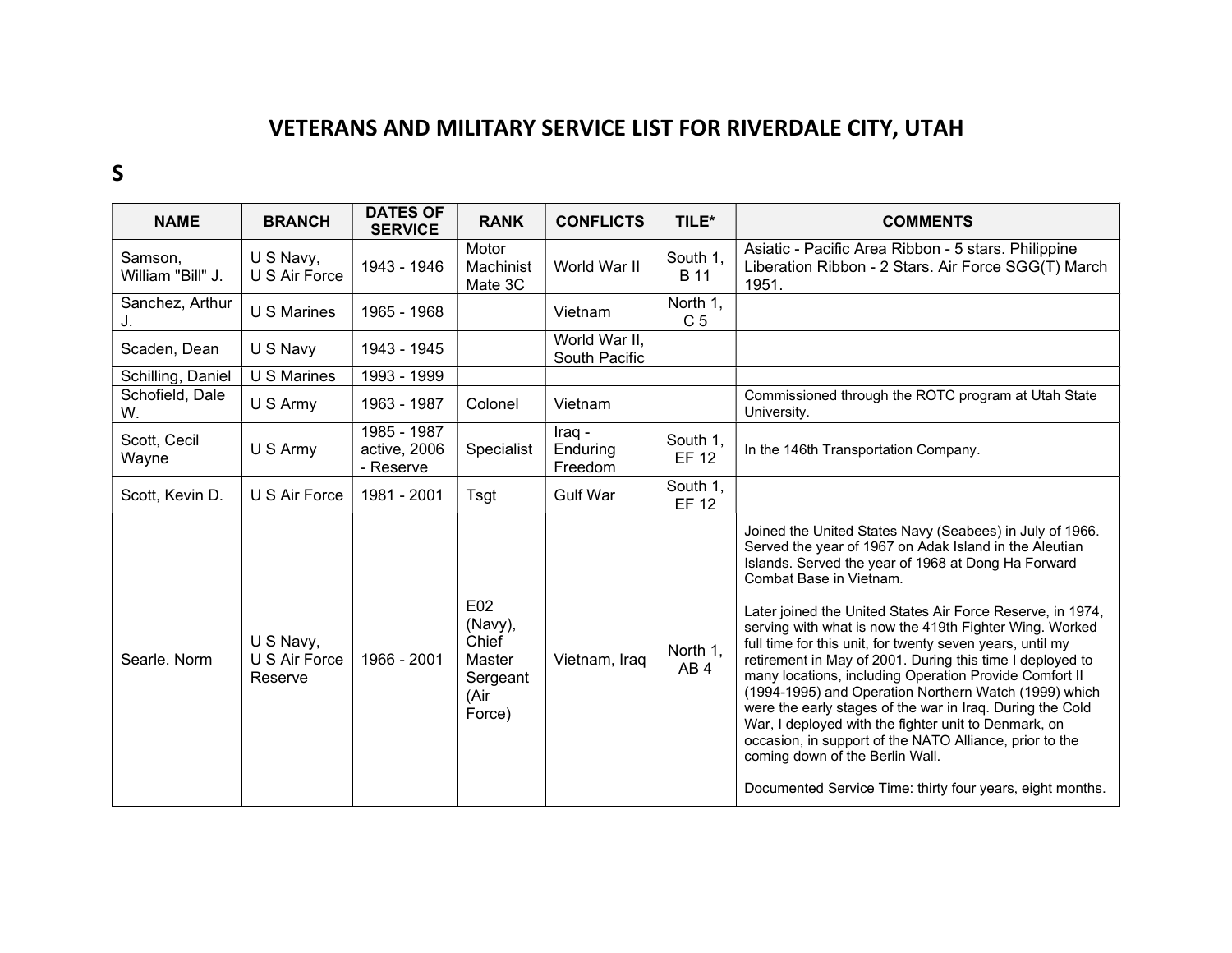# VETERANS AND MILITARY SERVICE LIST FOR RIVERDALE CITY, UTAH

## S

| NAME | BRANCH | DATES OF SERVICE | RANK | CONFLICTS | TILE* | COMMENTS |
|---|---|---|---|---|---|---|
| Samson, William "Bill" J. | U S Navy, U S Air Force | 1943 - 1946 | Motor Machinist Mate 3C | World War II | South 1, B 11 | Asiatic - Pacific Area Ribbon - 5 stars. Philippine Liberation Ribbon - 2 Stars. Air Force SGG(T) March 1951. |
| Sanchez, Arthur J. | U S Marines | 1965 - 1968 | | Vietnam | North 1, C 5 | |
| Scaden, Dean | U S Navy | 1943 - 1945 | | World War II, South Pacific | | |
| Schilling, Daniel | U S Marines | 1993 - 1999 | | | | |
| Schofield, Dale W. | U S Army | 1963 - 1987 | Colonel | Vietnam | | Commissioned through the ROTC program at Utah State University. |
| Scott, Cecil Wayne | U S Army | 1985 - 1987 active, 2006 - Reserve | Specialist | Iraq - Enduring Freedom | South 1, EF 12 | In the 146th Transportation Company. |
| Scott, Kevin D. | U S Air Force | 1981 - 2001 | Tsgt | Gulf War | South 1, EF 12 | |
| Searle. Norm | U S Navy, U S Air Force Reserve | 1966 - 2001 | E02 (Navy), Chief Master Sergeant (Air Force) | Vietnam, Iraq | North 1, AB 4 | Joined the United States Navy (Seabees) in July of 1966. Served the year of 1967 on Adak Island in the Aleutian Islands. Served the year of 1968 at Dong Ha Forward Combat Base in Vietnam.<br><br>Later joined the United States Air Force Reserve, in 1974, serving with what is now the 419th Fighter Wing. Worked full time for this unit, for twenty seven years, until my retirement in May of 2001. During this time I deployed to many locations, including Operation Provide Comfort II (1994-1995) and Operation Northern Watch (1999) which were the early stages of the war in Iraq. During the Cold War, I deployed with the fighter unit to Denmark, on occasion, in support of the NATO Alliance, prior to the coming down of the Berlin Wall.<br><br>Documented Service Time: thirty four years, eight months. |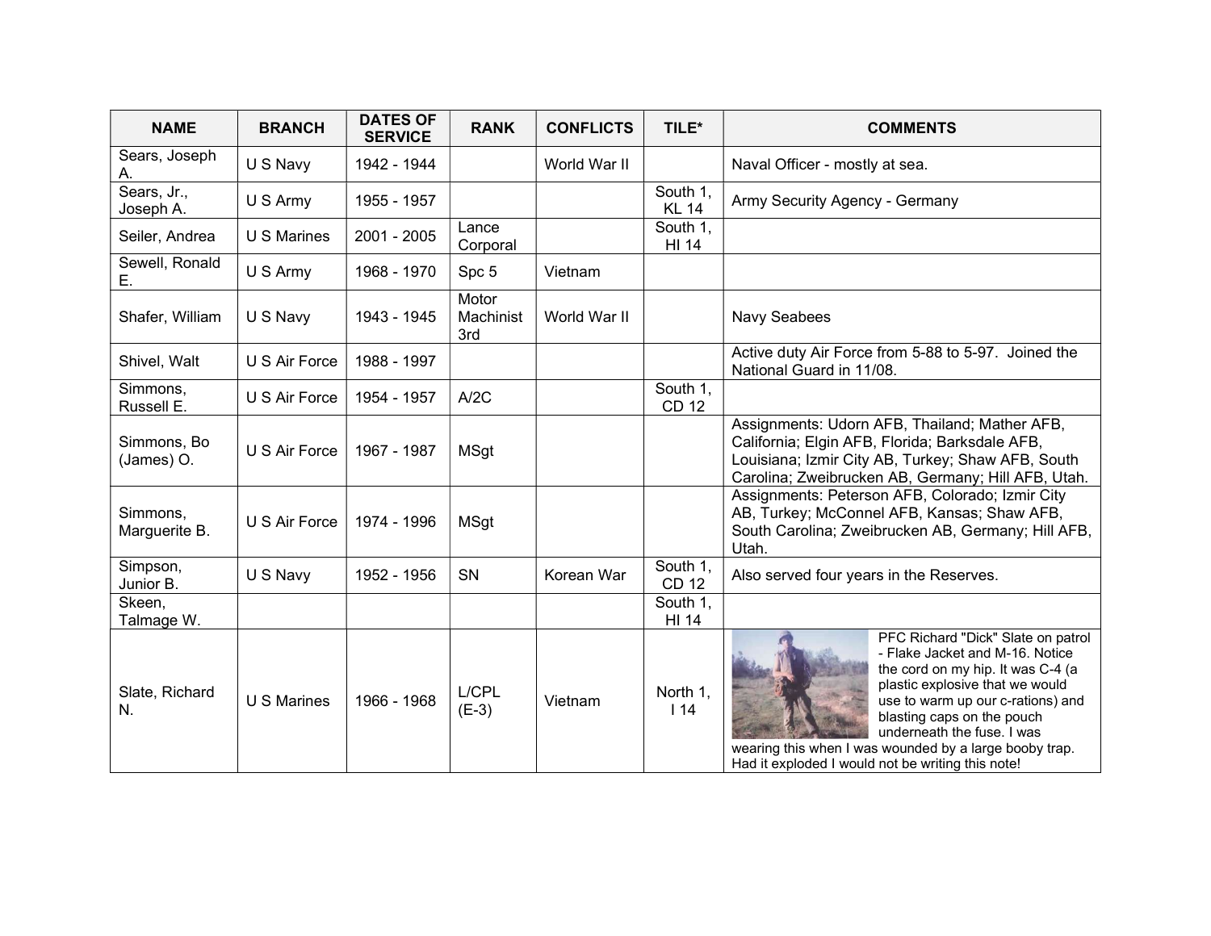| NAME | BRANCH | DATES OF SERVICE | RANK | CONFLICTS | TILE* | COMMENTS |
|---|---|---|---|---|---|---|
| Sears, Joseph A. | U S Navy | 1942 - 1944 | | World War II | | Naval Officer - mostly at sea. |
| Sears, Jr., Joseph A. | U S Army | 1955 - 1957 | | | South 1, KL 14 | Army Security Agency - Germany |
| Seiler, Andrea | U S Marines | 2001 - 2005 | Lance Corporal | | South 1, HI 14 | |
| Sewell, Ronald E. | U S Army | 1968 - 1970 | Spc 5 | Vietnam | | |
| Shafer, William | U S Navy | 1943 - 1945 | Motor Machinist 3rd | World War II | | Navy Seabees |
| Shivel, Walt | U S Air Force | 1988 - 1997 | | | | Active duty Air Force from 5-88 to 5-97. Joined the National Guard in 11/08. |
| Simmons, Russell E. | U S Air Force | 1954 - 1957 | A/2C | | South 1, CD 12 | |
| Simmons, Bo (James) O. | U S Air Force | 1967 - 1987 | MSgt | | | Assignments: Udorn AFB, Thailand; Mather AFB, California; Elgin AFB, Florida; Barksdale AFB, Louisiana; Izmir City AB, Turkey; Shaw AFB, South Carolina; Zweibrucken AB, Germany; Hill AFB, Utah. |
| Simmons, Marguerite B. | U S Air Force | 1974 - 1996 | MSgt | | | Assignments: Peterson AFB, Colorado; Izmir City AB, Turkey; McConnel AFB, Kansas; Shaw AFB, South Carolina; Zweibrucken AB, Germany; Hill AFB, Utah. |
| Simpson, Junior B. | U S Navy | 1952 - 1956 | SN | Korean War | South 1, CD 12 | Also served four years in the Reserves. |
| Skeen, Talmage W. | | | | | South 1, HI 14 | |
| Slate, Richard N. | U S Marines | 1966 - 1968 | L/CPL (E-3) | Vietnam | North 1, I 14 | PFC Richard "Dick" Slate on patrol - Flake Jacket and M-16. Notice the cord on my hip. It was C-4 (a plastic explosive that we would use to warm up our c-rations) and blasting caps on the pouch underneath the fuse. I was wearing this when I was wounded by a large booby trap. Had it exploded I would not be writing this note! |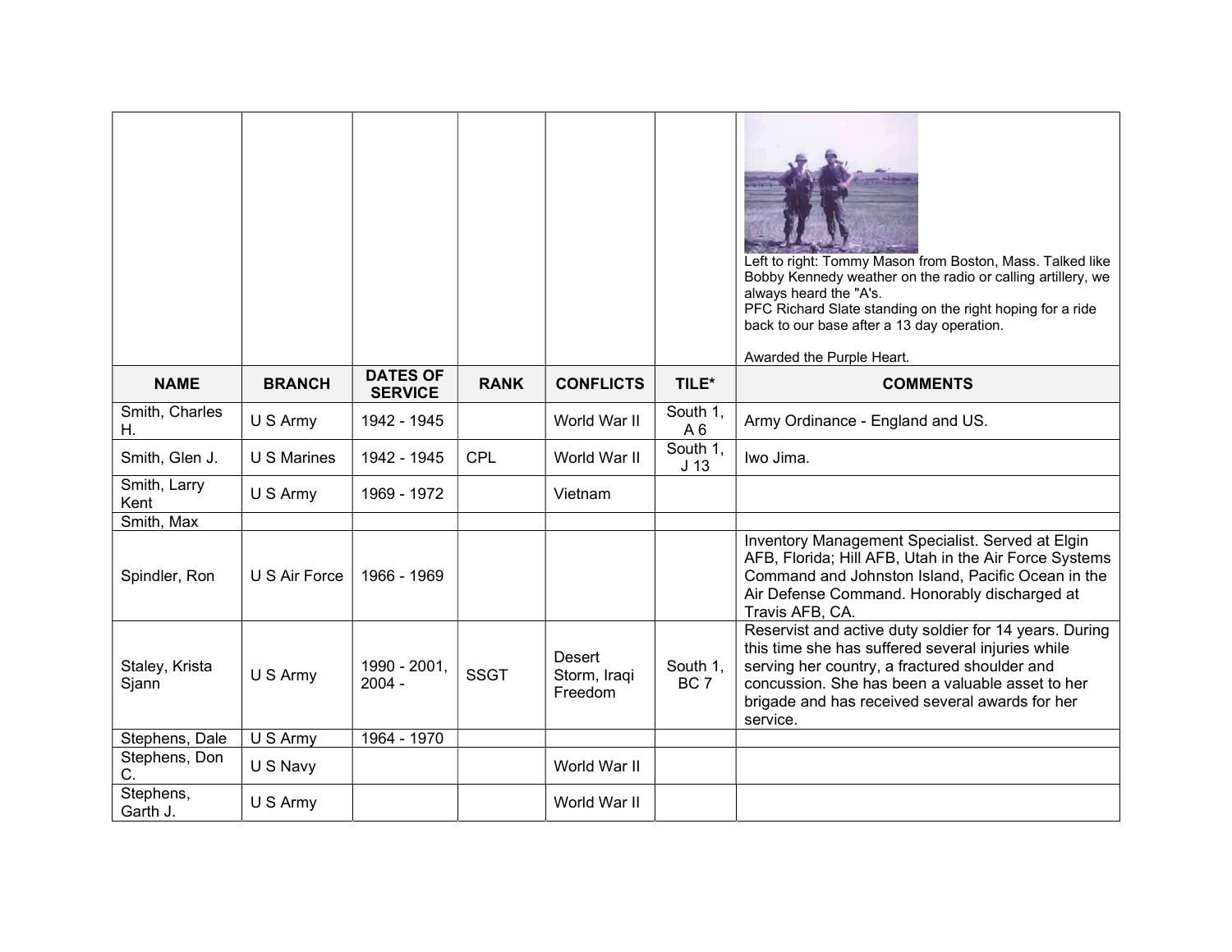| | | | | | | Left to right: Tommy Mason from Boston, Mass. Talked like Bobby Kennedy weather on the radio or calling artillery, we always heard the "A's. PFC Richard Slate standing on the right hoping for a ride back to our base after a 13 day operation. Awarded the Purple Heart. |
|---|---|---|---|---|---|---|
| **NAME** | **BRANCH** | **DATES OF SERVICE** | **RANK** | **CONFLICTS** | **TILE*** | **COMMENTS** |
| Smith, Charles H. | U S Army | 1942 - 1945 | | World War II | South 1, A 6 | Army Ordinance - England and US. |
| Smith, Glen J. | U S Marines | 1942 - 1945 | CPL | World War II | South 1, J 13 | Iwo Jima. |
| Smith, Larry Kent | U S Army | 1969 - 1972 | | Vietnam | | |
| Smith, Max | | | | | | |
| Spindler, Ron | U S Air Force | 1966 - 1969 | | | | Inventory Management Specialist. Served at Elgin AFB, Florida; Hill AFB, Utah in the Air Force Systems Command and Johnston Island, Pacific Ocean in the Air Defense Command. Honorably discharged at Travis AFB, CA. |
| Staley, Krista Sjann | U S Army | 1990 - 2001, 2004 - | SSGT | Desert Storm, Iraqi Freedom | South 1, BC 7 | Reservist and active duty soldier for 14 years. During this time she has suffered several injuries while serving her country, a fractured shoulder and concussion. She has been a valuable asset to her brigade and has received several awards for her service. |
| Stephens, Dale | U S Army | 1964 - 1970 | | | | |
| Stephens, Don C. | U S Navy | | | World War II | | |
| Stephens, Garth J. | U S Army | | | World War II | | |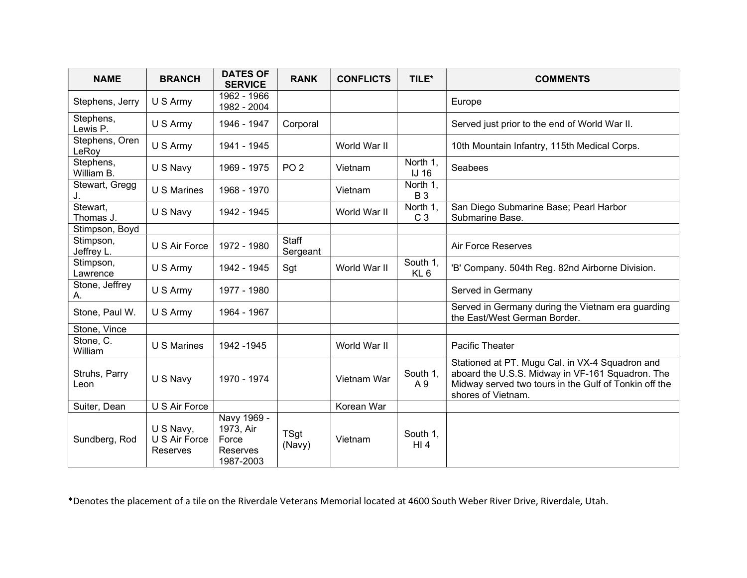| NAME | BRANCH | DATES OF SERVICE | RANK | CONFLICTS | TILE* | COMMENTS |
| --- | --- | --- | --- | --- | --- | --- |
| Stephens, Jerry | U S Army | 1962 - 1966 1982 - 2004 | | | | Europe |
| Stephens, Lewis P. | U S Army | 1946 - 1947 | Corporal | | | Served just prior to the end of World War II. |
| Stephens, Oren LeRoy | U S Army | 1941 - 1945 | | World War II | | 10th Mountain Infantry, 115th Medical Corps. |
| Stephens, William B. | U S Navy | 1969 - 1975 | PO 2 | Vietnam | North 1, IJ 16 | Seabees |
| Stewart, Gregg J. | U S Marines | 1968 - 1970 | | Vietnam | North 1, B 3 | |
| Stewart, Thomas J. | U S Navy | 1942 - 1945 | | World War II | North 1, C 3 | San Diego Submarine Base; Pearl Harbor Submarine Base. |
| Stimpson, Boyd | | | | | | |
| Stimpson, Jeffrey L. | U S Air Force | 1972 - 1980 | Staff Sergeant | | | Air Force Reserves |
| Stimpson, Lawrence | U S Army | 1942 - 1945 | Sgt | World War II | South 1, KL 6 | 'B' Company. 504th Reg. 82nd Airborne Division. |
| Stone, Jeffrey A. | U S Army | 1977 - 1980 | | | | Served in Germany |
| Stone, Paul W. | U S Army | 1964 - 1967 | | | | Served in Germany during the Vietnam era guarding the East/West German Border. |
| Stone, Vince | | | | | | |
| Stone, C. William | U S Marines | 1942 -1945 | | World War II | | Pacific Theater |
| Struhs, Parry Leon | U S Navy | 1970 - 1974 | | Vietnam War | South 1, A 9 | Stationed at PT. Mugu Cal. in VX-4 Squadron and aboard the U.S.S. Midway in VF-161 Squadron. The Midway served two tours in the Gulf of Tonkin off the shores of Vietnam. |
| Suiter, Dean | U S Air Force | | | Korean War | | |
| Sundberg, Rod | U S Navy, U S Air Force Reserves | Navy 1969 - 1973, Air Force Reserves 1987-2003 | TSgt (Navy) | Vietnam | South 1, HI 4 | |

*Denotes the placement of a tile on the Riverdale Veterans Memorial located at 4600 South Weber River Drive, Riverdale, Utah.